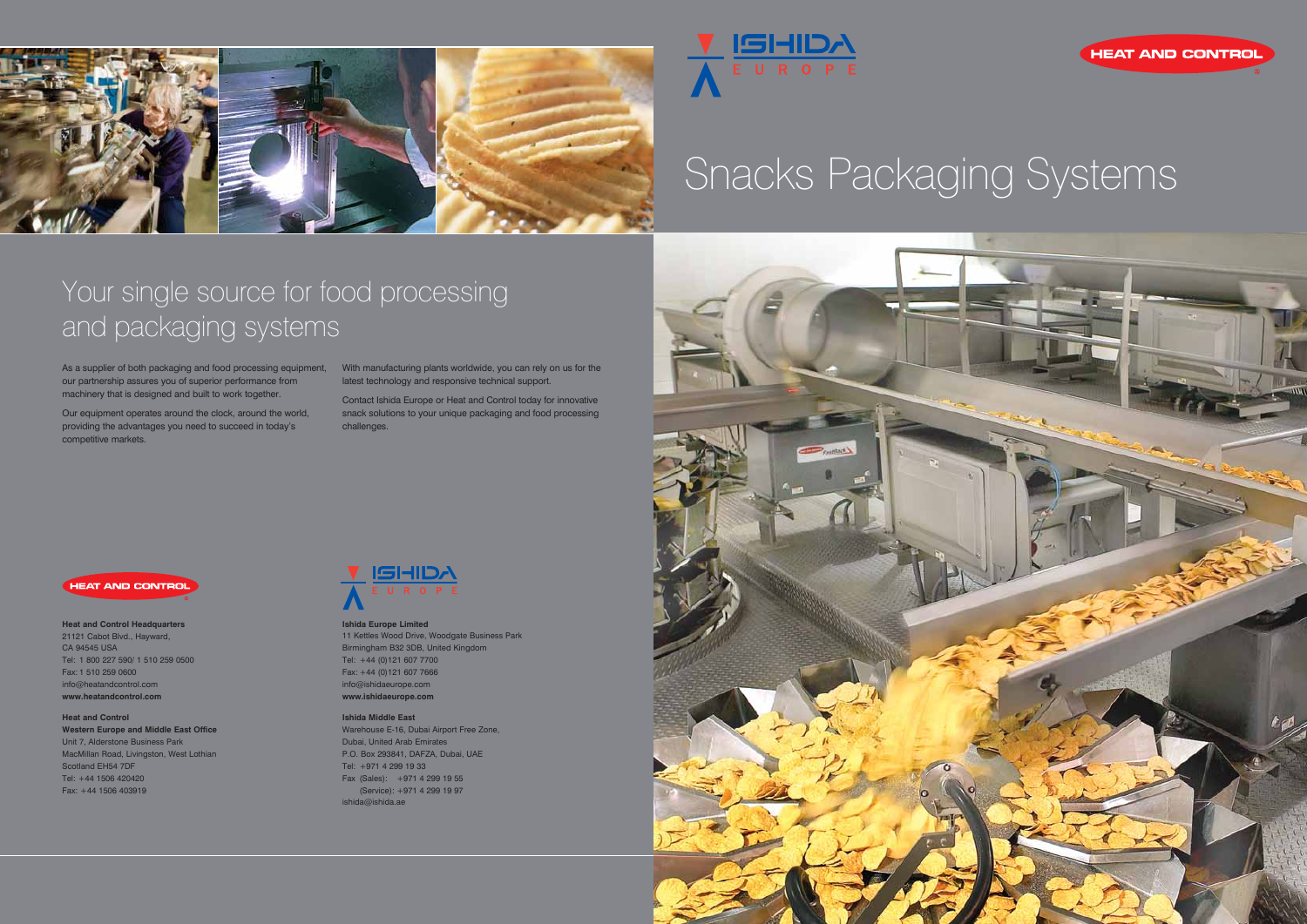ISHIDA EUROPE

HEAT AND CONTROL

# Snacks Packaging Systems

## Your single source for food processing and packaging systems

As a supplier of both packaging and food processing equipment, our partnership assures you of superior performance from machinery that is designed and built to work together.

Our equipment operates around the clock, around the world, providing the advantages you need to succeed in today's competitive markets.

With manufacturing plants worldwide, you can rely on us for the latest technology and responsive technical support.

Contact Ishida Europe or Heat and Control today for innovative snack solutions to your unique packaging and food processing challenges.

HEAT AND CONTROL

**Heat and Control Headquarters**
21121 Cabot Blvd., Hayward,
CA 94545 USA
Tel: 1 800 227 590/ 1 510 259 0500
Fax: 1 510 259 0600
info@heatandcontrol.com
**www.heatandcontrol.com**

**Heat and Control**
**Western Europe and Middle East Office**
Unit 7, Alderstone Business Park
MacMillan Road, Livingston, West Lothian
Scotland EH54 7DF
Tel: +44 1506 420420
Fax: +44 1506 403919

ISHIDA EUROPE

**Ishida Europe Limited**
11 Kettles Wood Drive, Woodgate Business Park
Birmingham B32 3DB, United Kingdom
Tel: +44 (0)121 607 7700
Fax: +44 (0)121 607 7666
info@ishidaeurope.com
**www.ishidaeurope.com**

**Ishida Middle East**
Warehouse E-16, Dubai Airport Free Zone,
Dubai, United Arab Emirates
P.O. Box 293841, DAFZA, Dubai, UAE
Tel: +971 4 299 19 33
Fax (Sales): +971 4 299 19 55
(Service): +971 4 299 19 97
ishida@ishida.ae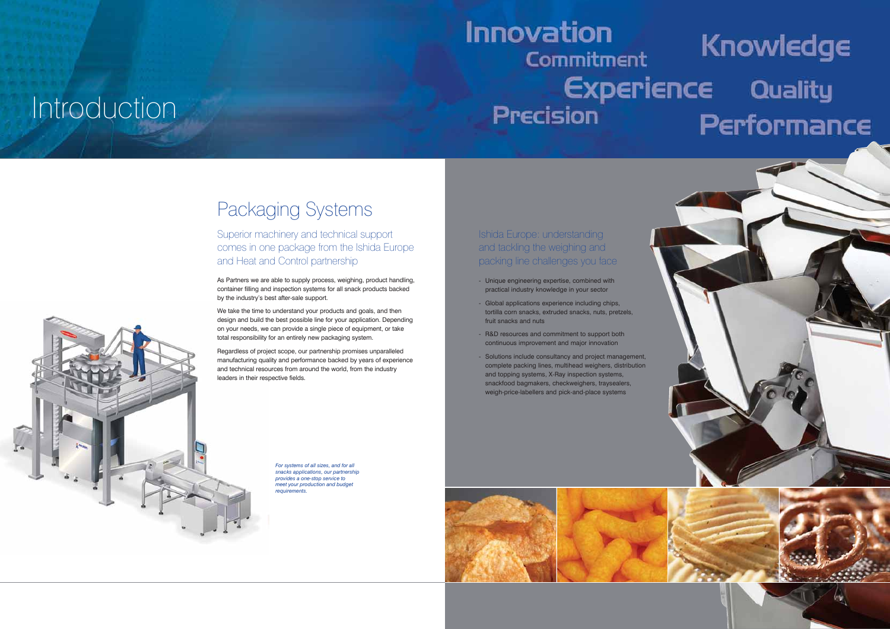# Introduction

Innovation
Commitment
Knowledge
Experience
Quality
Precision
Performance

## Packaging Systems

### Superior machinery and technical support comes in one package from the Ishida Europe and Heat and Control partnership

As Partners we are able to supply process, weighing, product handling, container filling and inspection systems for all snack products backed by the industry's best after-sale support.

We take the time to understand your products and goals, and then design and build the best possible line for your application. Depending on your needs, we can provide a single piece of equipment, or take total responsibility for an entirely new packaging system.

Regardless of project scope, our partnership promises unparalleled manufacturing quality and performance backed by years of experience and technical resources from around the world, from the industry leaders in their respective fields.

*For systems of all sizes, and for all snacks applications, our partnership provides a one-stop service to meet your production and budget requirements.*

### Ishida Europe: understanding and tackling the weighing and packing line challenges you face

- Unique engineering expertise, combined with practical industry knowledge in your sector
- Global applications experience including chips, tortilla corn snacks, extruded snacks, nuts, pretzels, fruit snacks and nuts
- R&D resources and commitment to support both continuous improvement and major innovation
- Solutions include consultancy and project management, complete packing lines, multihead weighers, distribution and topping systems, X-Ray inspection systems, snackfood bagmakers, checkweighers, traysealers, weigh-price-labellers and pick-and-place systems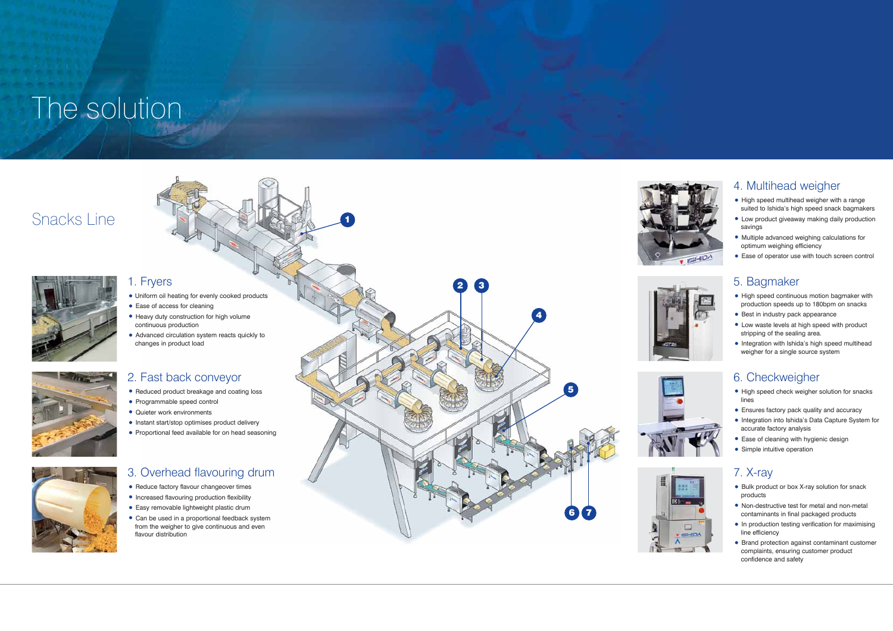# The solution

## Snacks Line

### 1. Fryers

- Uniform oil heating for evenly cooked products
- Ease of access for cleaning
- Heavy duty construction for high volume continuous production
- Advanced circulation system reacts quickly to changes in product load

### 2. Fast back conveyor

- Reduced product breakage and coating loss
- Programmable speed control
- Quieter work environments
- Instant start/stop optimises product delivery
- Proportional feed available for on head seasoning

### 3. Overhead flavouring drum

- Reduce factory flavour changeover times
- Increased flavouring production flexibility
- Easy removable lightweight plastic drum
- Can be used in a proportional feedback system from the weigher to give continuous and even flavour distribution

### 4. Multihead weigher

- High speed multihead weigher with a range suited to Ishida's high speed snack bagmakers
- Low product giveaway making daily production savings
- Multiple advanced weighing calculations for optimum weighing efficiency
- Ease of operator use with touch screen control

### 5. Bagmaker

- High speed continuous motion bagmaker with production speeds up to 180bpm on snacks
- Best in industry pack appearance
- Low waste levels at high speed with product stripping of the sealing area.
- Integration with Ishida's high speed multihead weigher for a single source system

### 6. Checkweigher

- High speed check weigher solution for snacks lines
- Ensures factory pack quality and accuracy
- Integration into Ishida's Data Capture System for accurate factory analysis
- Ease of cleaning with hygienic design
- Simple intuitive operation

### 7. X-ray

- Bulk product or box X-ray solution for snack products
- Non-destructive test for metal and non-metal contaminants in final packaged products
- In production testing verification for maximising line efficiency
- Brand protection against contaminant customer complaints, ensuring customer product confidence and safety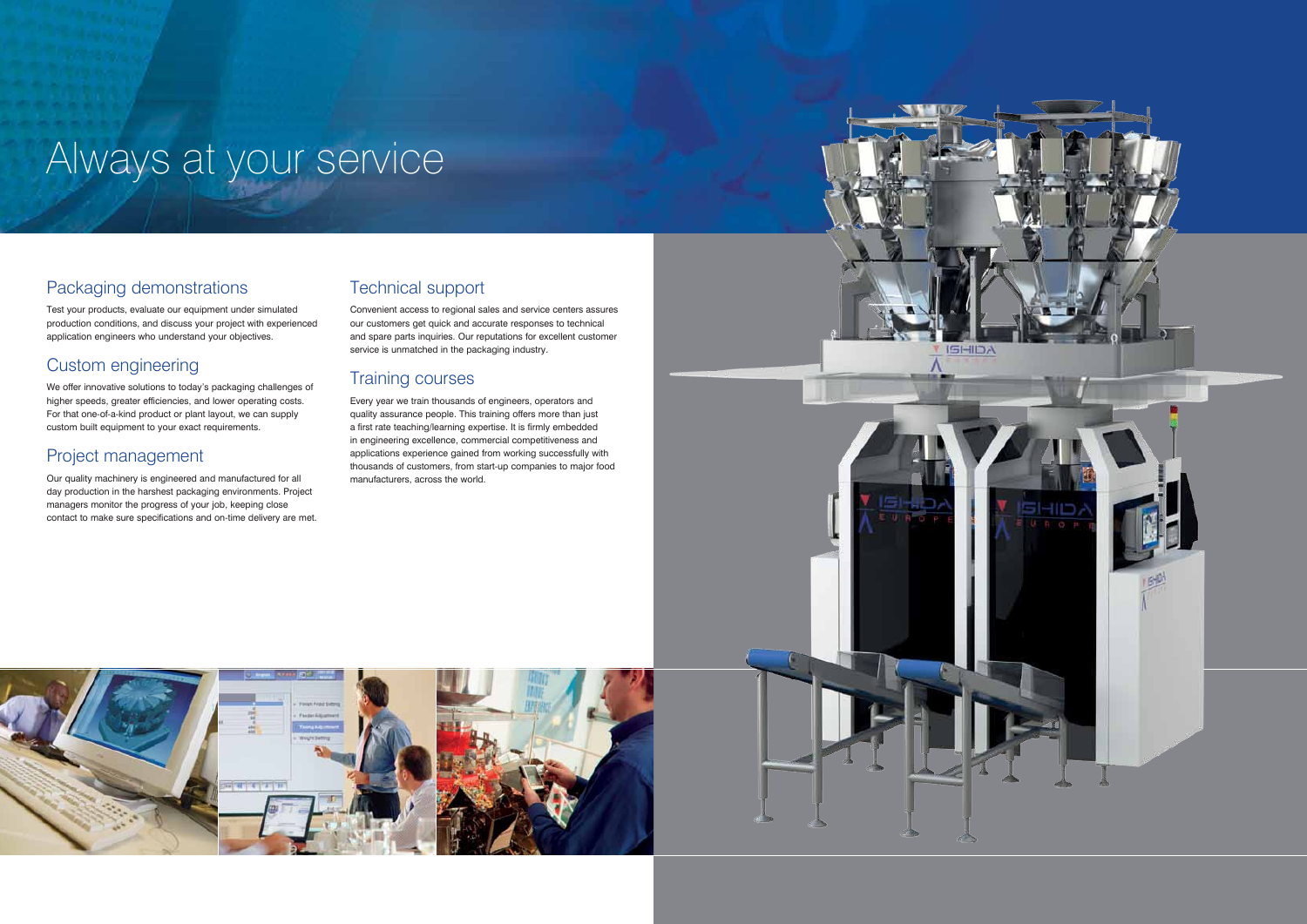# Always at your service

## Packaging demonstrations

Test your products, evaluate our equipment under simulated production conditions, and discuss your project with experienced application engineers who understand your objectives.

## Custom engineering

We offer innovative solutions to today's packaging challenges of higher speeds, greater efficiencies, and lower operating costs. For that one-of-a-kind product or plant layout, we can supply custom built equipment to your exact requirements.

## Project management

Our quality machinery is engineered and manufactured for all day production in the harshest packaging environments. Project managers monitor the progress of your job, keeping close contact to make sure specifications and on-time delivery are met.

## Technical support

Convenient access to regional sales and service centers assures our customers get quick and accurate responses to technical and spare parts inquiries. Our reputations for excellent customer service is unmatched in the packaging industry.

## Training courses

Every year we train thousands of engineers, operators and quality assurance people. This training offers more than just a first rate teaching/learning expertise. It is firmly embedded in engineering excellence, commercial competitiveness and applications experience gained from working successfully with thousands of customers, from start-up companies to major food manufacturers, across the world.